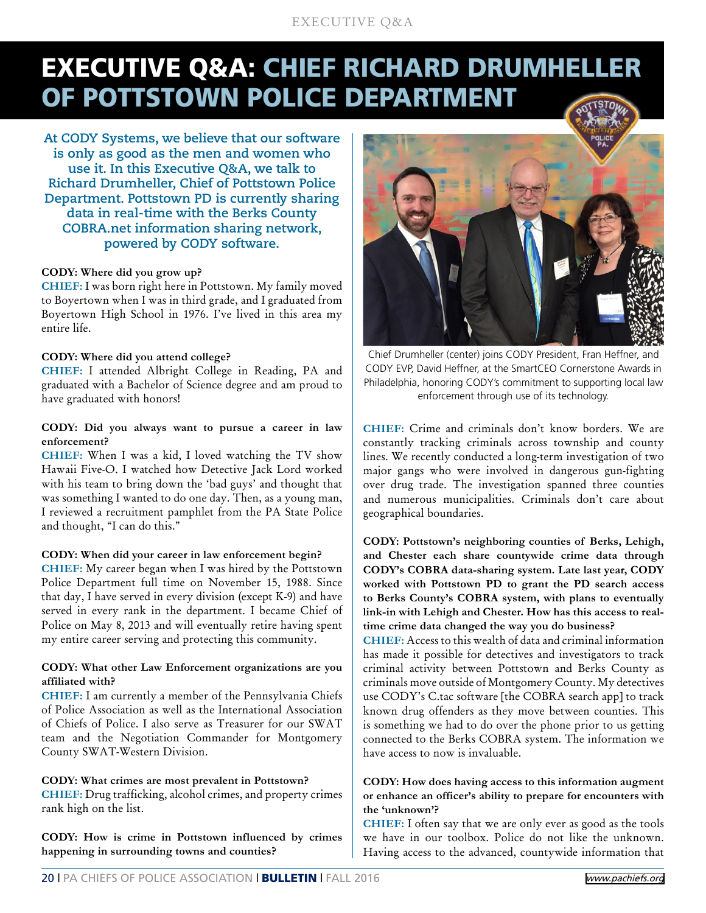# EXECUTIVE Q&A: CHIEF RICHARD DRUMHELLER OF POTTSTOWN POLICE DEPARTMENT

**At CODY Systems, we believe that our software is only as good as the men and women who use it. In this Executive Q&A, we talk to Richard Drumheller, Chief of Pottstown Police Department. Pottstown PD is currently sharing data in real-time with the Berks County COBRA.net information sharing network, powered by CODY software.**

**CODY: Where did you grow up?**
**CHIEF:** I was born right here in Pottstown. My family moved to Boyertown when I was in third grade, and I graduated from Boyertown High School in 1976. I've lived in this area my entire life.

**CODY: Where did you attend college?**
**CHIEF:** I attended Albright College in Reading, PA and graduated with a Bachelor of Science degree and am proud to have graduated with honors!

**CODY: Did you always want to pursue a career in law enforcement?**
**CHIEF:** When I was a kid, I loved watching the TV show Hawaii Five-O. I watched how Detective Jack Lord worked with his team to bring down the 'bad guys' and thought that was something I wanted to do one day. Then, as a young man, I reviewed a recruitment pamphlet from the PA State Police and thought, "I can do this."

**CODY: When did your career in law enforcement begin?**
**CHIEF:** My career began when I was hired by the Pottstown Police Department full time on November 15, 1988. Since that day, I have served in every division (except K-9) and have served in every rank in the department. I became Chief of Police on May 8, 2013 and will eventually retire having spent my entire career serving and protecting this community.

**CODY: What other Law Enforcement organizations are you affiliated with?**
**CHIEF:** I am currently a member of the Pennsylvania Chiefs of Police Association as well as the International Association of Chiefs of Police. I also serve as Treasurer for our SWAT team and the Negotiation Commander for Montgomery County SWAT-Western Division.

**CODY: What crimes are most prevalent in Pottstown?**
**CHIEF:** Drug trafficking, alcohol crimes, and property crimes rank high on the list.

**CODY: How is crime in Pottstown influenced by crimes happening in surrounding towns and counties?**

Chief Drumheller (center) joins CODY President, Fran Heffner, and CODY EVP, David Heffner, at the SmartCEO Cornerstone Awards in Philadelphia, honoring CODY's commitment to supporting local law enforcement through use of its technology.

**CHIEF:** Crime and criminals don't know borders. We are constantly tracking criminals across township and county lines. We recently conducted a long-term investigation of two major gangs who were involved in dangerous gun-fighting over drug trade. The investigation spanned three counties and numerous municipalities. Criminals don't care about geographical boundaries.

**CODY: Pottstown's neighboring counties of Berks, Lehigh, and Chester each share countywide crime data through CODY's COBRA data-sharing system. Late last year, CODY worked with Pottstown PD to grant the PD search access to Berks County's COBRA system, with plans to eventually link-in with Lehigh and Chester. How has this access to real-time crime data changed the way you do business?**
**CHIEF:** Access to this wealth of data and criminal information has made it possible for detectives and investigators to track criminal activity between Pottstown and Berks County as criminals move outside of Montgomery County. My detectives use CODY's C.tac software [the COBRA search app] to track known drug offenders as they move between counties. This is something we had to do over the phone prior to us getting connected to the Berks COBRA system. The information we have access to now is invaluable.

**CODY: How does having access to this information augment or enhance an officer's ability to prepare for encounters with the 'unknown'?**
**CHIEF:** I often say that we are only ever as good as the tools we have in our toolbox. Police do not like the unknown. Having access to the advanced, countywide information that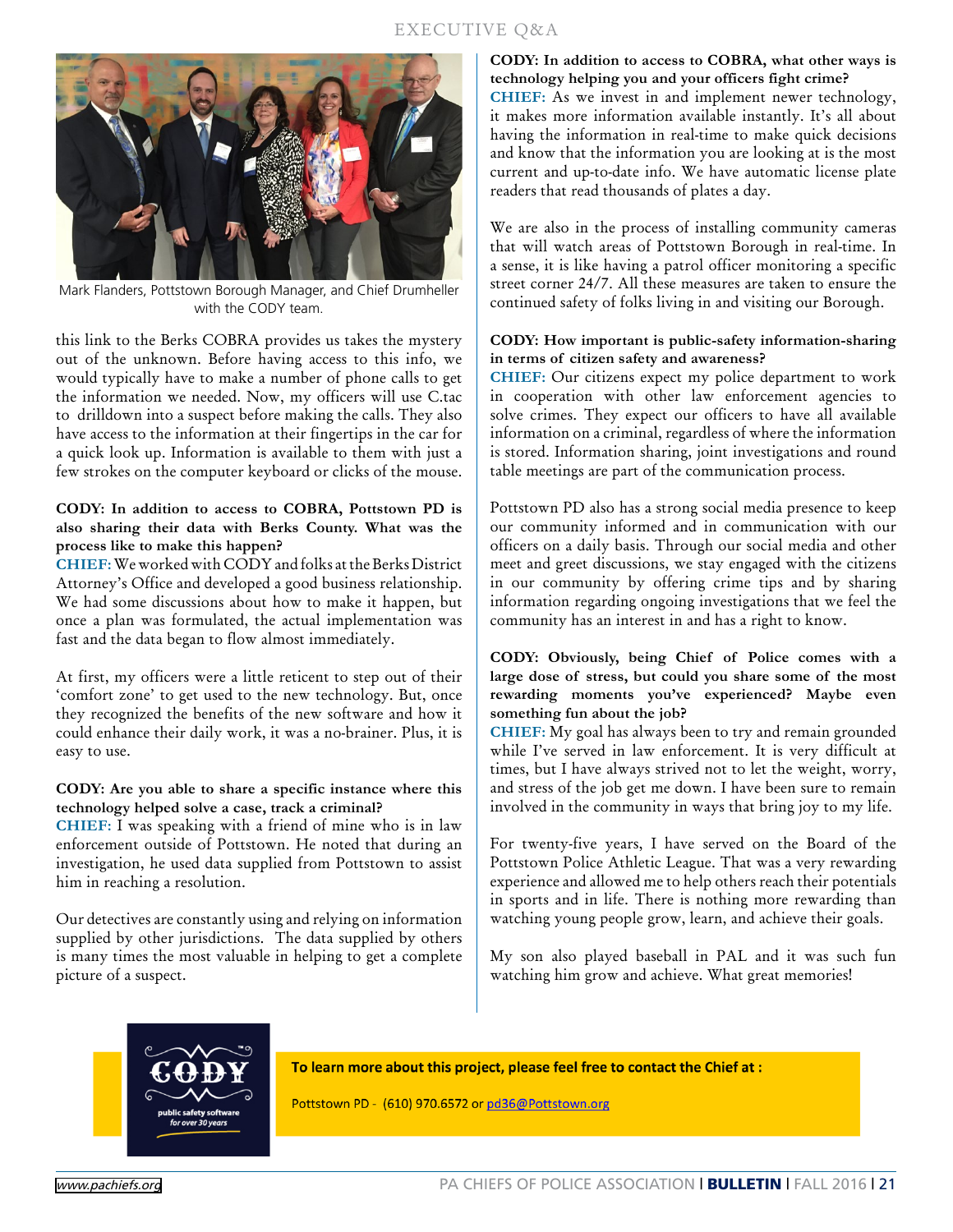Mark Flanders, Pottstown Borough Manager, and Chief Drumheller with the CODY team.

this link to the Berks COBRA provides us takes the mystery out of the unknown. Before having access to this info, we would typically have to make a number of phone calls to get the information we needed. Now, my officers will use C.tac to drilldown into a suspect before making the calls. They also have access to the information at their fingertips in the car for a quick look up. Information is available to them with just a few strokes on the computer keyboard or clicks of the mouse.

**CODY: In addition to access to COBRA, Pottstown PD is also sharing their data with Berks County. What was the process like to make this happen?**

**CHIEF:** We worked with CODY and folks at the Berks District Attorney's Office and developed a good business relationship. We had some discussions about how to make it happen, but once a plan was formulated, the actual implementation was fast and the data began to flow almost immediately.

At first, my officers were a little reticent to step out of their 'comfort zone' to get used to the new technology. But, once they recognized the benefits of the new software and how it could enhance their daily work, it was a no-brainer. Plus, it is easy to use.

**CODY: Are you able to share a specific instance where this technology helped solve a case, track a criminal?**

**CHIEF:** I was speaking with a friend of mine who is in law enforcement outside of Pottstown. He noted that during an investigation, he used data supplied from Pottstown to assist him in reaching a resolution.

Our detectives are constantly using and relying on information supplied by other jurisdictions. The data supplied by others is many times the most valuable in helping to get a complete picture of a suspect.

**CODY: In addition to access to COBRA, what other ways is technology helping you and your officers fight crime?**

**CHIEF:** As we invest in and implement newer technology, it makes more information available instantly. It's all about having the information in real-time to make quick decisions and know that the information you are looking at is the most current and up-to-date info. We have automatic license plate readers that read thousands of plates a day.

We are also in the process of installing community cameras that will watch areas of Pottstown Borough in real-time. In a sense, it is like having a patrol officer monitoring a specific street corner 24/7. All these measures are taken to ensure the continued safety of folks living in and visiting our Borough.

**CODY: How important is public-safety information-sharing in terms of citizen safety and awareness?**

**CHIEF:** Our citizens expect my police department to work in cooperation with other law enforcement agencies to solve crimes. They expect our officers to have all available information on a criminal, regardless of where the information is stored. Information sharing, joint investigations and round table meetings are part of the communication process.

Pottstown PD also has a strong social media presence to keep our community informed and in communication with our officers on a daily basis. Through our social media and other meet and greet discussions, we stay engaged with the citizens in our community by offering crime tips and by sharing information regarding ongoing investigations that we feel the community has an interest in and has a right to know.

**CODY: Obviously, being Chief of Police comes with a large dose of stress, but could you share some of the most rewarding moments you've experienced? Maybe even something fun about the job?**

**CHIEF:** My goal has always been to try and remain grounded while I've served in law enforcement. It is very difficult at times, but I have always strived not to let the weight, worry, and stress of the job get me down. I have been sure to remain involved in the community in ways that bring joy to my life.

For twenty-five years, I have served on the Board of the Pottstown Police Athletic League. That was a very rewarding experience and allowed me to help others reach their potentials in sports and in life. There is nothing more rewarding than watching young people grow, learn, and achieve their goals.

My son also played baseball in PAL and it was such fun watching him grow and achieve. What great memories!

CODY public safety software for over 30 years

**To learn more about this project, please feel free to contact the Chief at :**

Pottstown PD - (610) 970.6572 or pd36@Pottstown.org